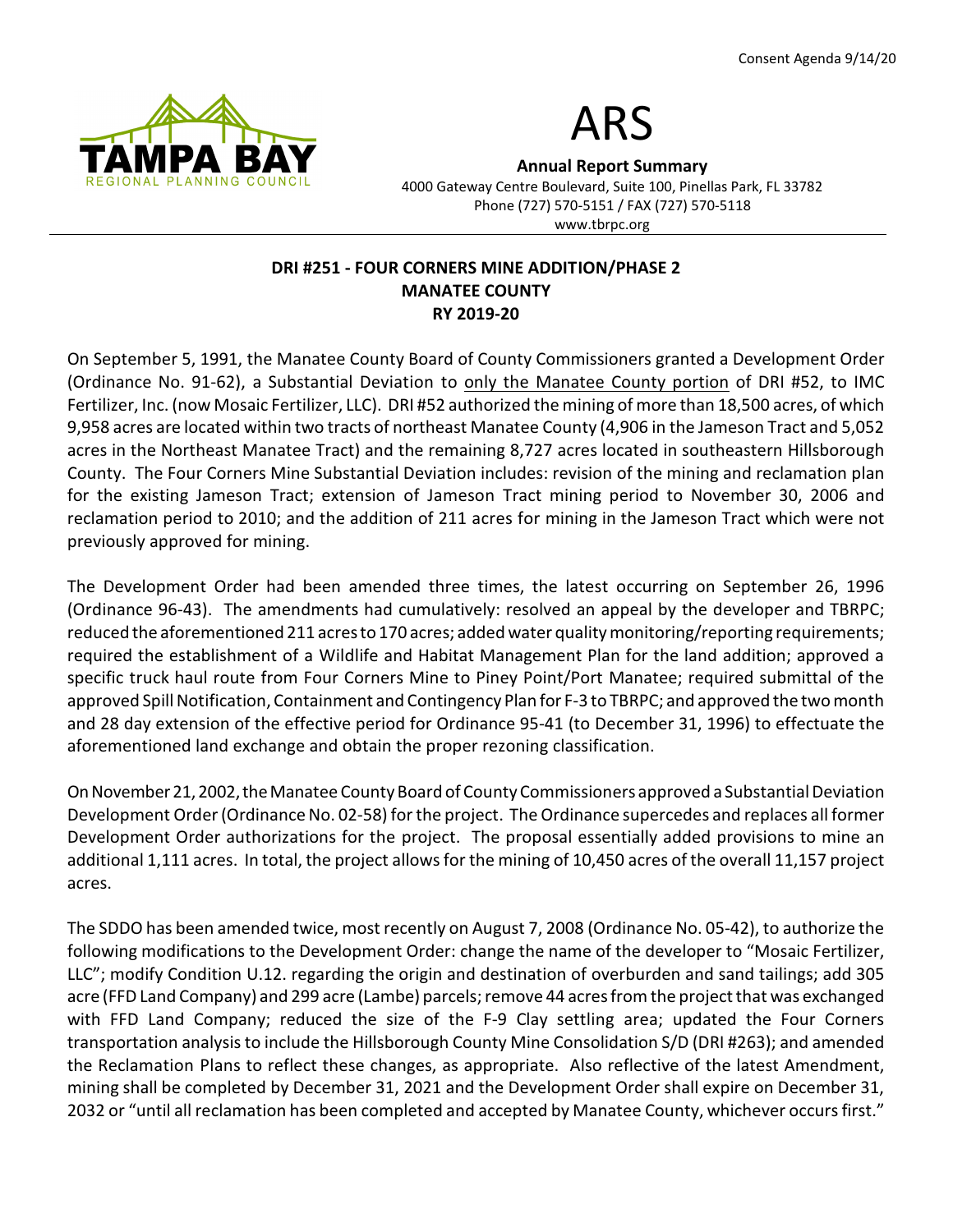Consent Agenda 9/14/20

# ARS

**Annual Report Summary**
4000 Gateway Centre Boulevard, Suite 100, Pinellas Park, FL 33782
Phone (727) 570-5151 / FAX (727) 570-5118
www.tbrpc.org

## DRI #251 - FOUR CORNERS MINE ADDITION/PHASE 2
## MANATEE COUNTY
## RY 2019-20

On September 5, 1991, the Manatee County Board of County Commissioners granted a Development Order (Ordinance No. 91-62), a Substantial Deviation to only the Manatee County portion of DRI #52, to IMC Fertilizer, Inc. (now Mosaic Fertilizer, LLC). DRI #52 authorized the mining of more than 18,500 acres, of which 9,958 acres are located within two tracts of northeast Manatee County (4,906 in the Jameson Tract and 5,052 acres in the Northeast Manatee Tract) and the remaining 8,727 acres located in southeastern Hillsborough County. The Four Corners Mine Substantial Deviation includes: revision of the mining and reclamation plan for the existing Jameson Tract; extension of Jameson Tract mining period to November 30, 2006 and reclamation period to 2010; and the addition of 211 acres for mining in the Jameson Tract which were not previously approved for mining.

The Development Order had been amended three times, the latest occurring on September 26, 1996 (Ordinance 96-43). The amendments had cumulatively: resolved an appeal by the developer and TBRPC; reduced the aforementioned 211 acres to 170 acres; added water quality monitoring/reporting requirements; required the establishment of a Wildlife and Habitat Management Plan for the land addition; approved a specific truck haul route from Four Corners Mine to Piney Point/Port Manatee; required submittal of the approved Spill Notification, Containment and Contingency Plan for F-3 to TBRPC; and approved the two month and 28 day extension of the effective period for Ordinance 95-41 (to December 31, 1996) to effectuate the aforementioned land exchange and obtain the proper rezoning classification.

On November 21, 2002, the Manatee County Board of County Commissioners approved a Substantial Deviation Development Order (Ordinance No. 02-58) for the project. The Ordinance supercedes and replaces all former Development Order authorizations for the project. The proposal essentially added provisions to mine an additional 1,111 acres. In total, the project allows for the mining of 10,450 acres of the overall 11,157 project acres.

The SDDO has been amended twice, most recently on August 7, 2008 (Ordinance No. 05-42), to authorize the following modifications to the Development Order: change the name of the developer to "Mosaic Fertilizer, LLC"; modify Condition U.12. regarding the origin and destination of overburden and sand tailings; add 305 acre (FFD Land Company) and 299 acre (Lambe) parcels; remove 44 acres from the project that was exchanged with FFD Land Company; reduced the size of the F-9 Clay settling area; updated the Four Corners transportation analysis to include the Hillsborough County Mine Consolidation S/D (DRI #263); and amended the Reclamation Plans to reflect these changes, as appropriate. Also reflective of the latest Amendment, mining shall be completed by December 31, 2021 and the Development Order shall expire on December 31, 2032 or "until all reclamation has been completed and accepted by Manatee County, whichever occurs first."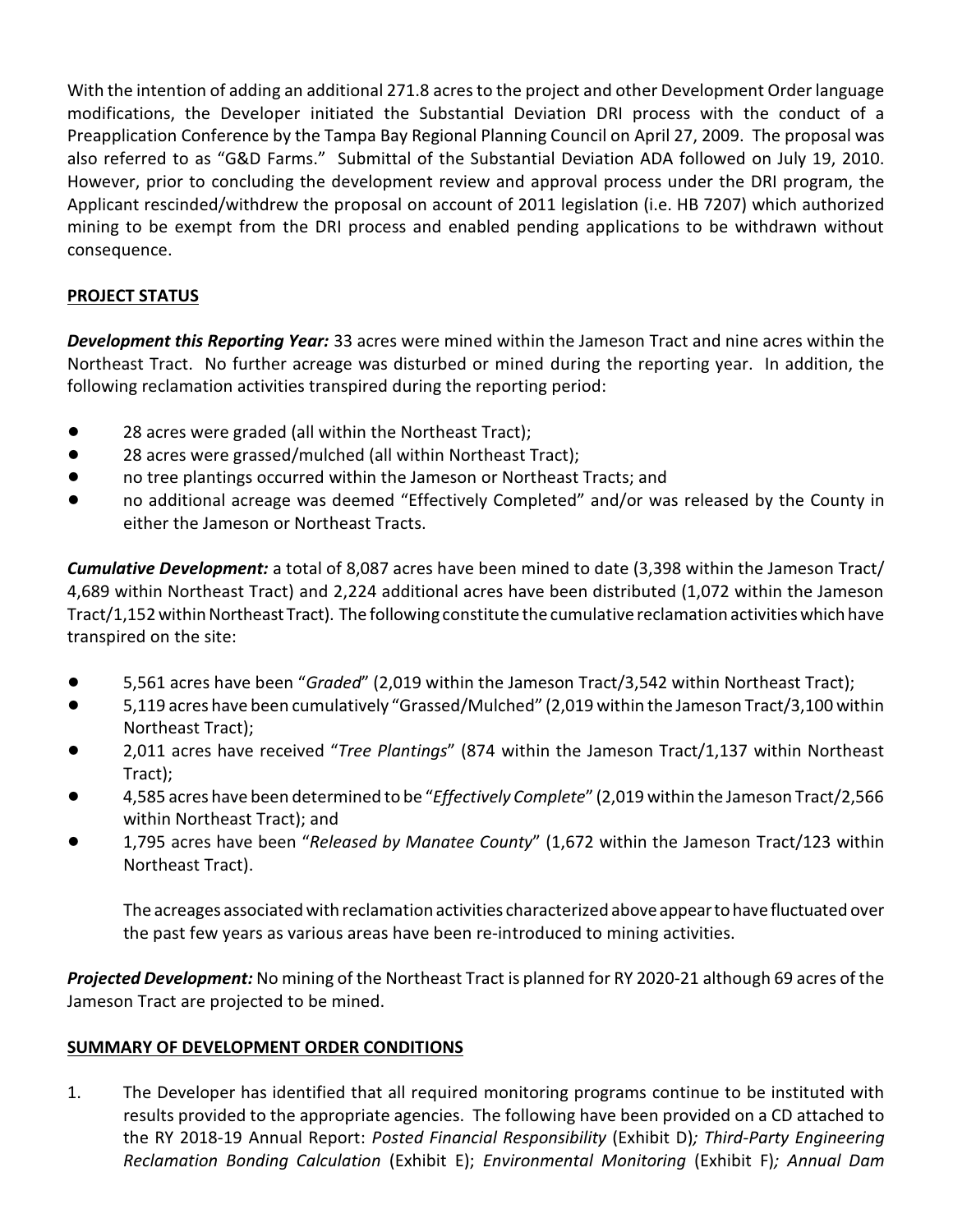With the intention of adding an additional 271.8 acres to the project and other Development Order language modifications, the Developer initiated the Substantial Deviation DRI process with the conduct of a Preapplication Conference by the Tampa Bay Regional Planning Council on April 27, 2009. The proposal was also referred to as "G&D Farms." Submittal of the Substantial Deviation ADA followed on July 19, 2010. However, prior to concluding the development review and approval process under the DRI program, the Applicant rescinded/withdrew the proposal on account of 2011 legislation (i.e. HB 7207) which authorized mining to be exempt from the DRI process and enabled pending applications to be withdrawn without consequence.

## PROJECT STATUS

***Development this Reporting Year:*** 33 acres were mined within the Jameson Tract and nine acres within the Northeast Tract. No further acreage was disturbed or mined during the reporting year. In addition, the following reclamation activities transpired during the reporting period:

- 28 acres were graded (all within the Northeast Tract);
- 28 acres were grassed/mulched (all within Northeast Tract);
- no tree plantings occurred within the Jameson or Northeast Tracts; and
- no additional acreage was deemed "Effectively Completed" and/or was released by the County in either the Jameson or Northeast Tracts.

***Cumulative Development:*** a total of 8,087 acres have been mined to date (3,398 within the Jameson Tract/ 4,689 within Northeast Tract) and 2,224 additional acres have been distributed (1,072 within the Jameson Tract/1,152 within Northeast Tract). The following constitute the cumulative reclamation activities which have transpired on the site:

- 5,561 acres have been "*Graded*" (2,019 within the Jameson Tract/3,542 within Northeast Tract);
- 5,119 acres have been cumulatively "Grassed/Mulched" (2,019 within the Jameson Tract/3,100 within Northeast Tract);
- 2,011 acres have received "*Tree Plantings*" (874 within the Jameson Tract/1,137 within Northeast Tract);
- 4,585 acres have been determined to be "*Effectively Complete*" (2,019 within the Jameson Tract/2,566 within Northeast Tract); and
- 1,795 acres have been "*Released by Manatee County*" (1,672 within the Jameson Tract/123 within Northeast Tract).

  The acreages associated with reclamation activities characterized above appear to have fluctuated over the past few years as various areas have been re-introduced to mining activities.

***Projected Development:*** No mining of the Northeast Tract is planned for RY 2020-21 although 69 acres of the Jameson Tract are projected to be mined.

## SUMMARY OF DEVELOPMENT ORDER CONDITIONS

1. The Developer has identified that all required monitoring programs continue to be instituted with results provided to the appropriate agencies. The following have been provided on a CD attached to the RY 2018-19 Annual Report: *Posted Financial Responsibility* (Exhibit D)*; Third-Party Engineering Reclamation Bonding Calculation* (Exhibit E); *Environmental Monitoring* (Exhibit F)*; Annual Dam*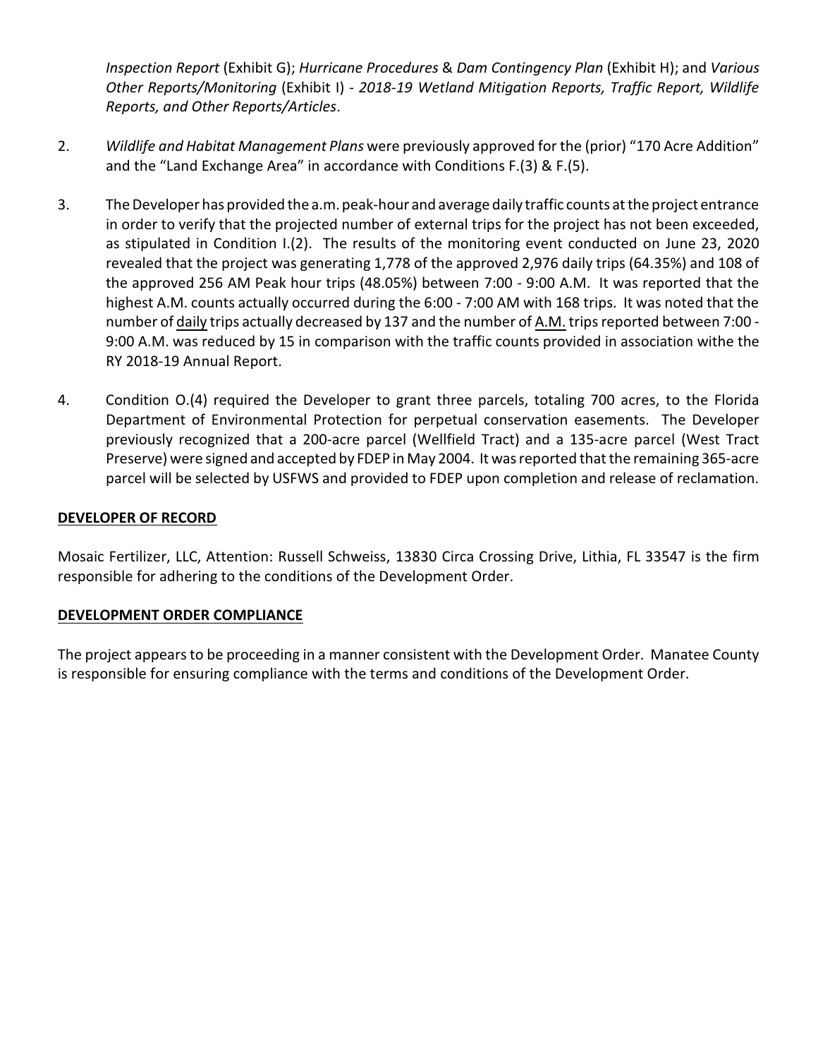*Inspection Report* (Exhibit G); *Hurricane Procedures* & *Dam Contingency Plan* (Exhibit H); and *Various Other Reports/Monitoring* (Exhibit I) - *2018-19 Wetland Mitigation Reports, Traffic Report, Wildlife Reports, and Other Reports/Articles*.

2. *Wildlife and Habitat Management Plans* were previously approved for the (prior) "170 Acre Addition" and the "Land Exchange Area" in accordance with Conditions F.(3) & F.(5).

3. The Developer has provided the a.m. peak-hour and average daily traffic counts at the project entrance in order to verify that the projected number of external trips for the project has not been exceeded, as stipulated in Condition I.(2). The results of the monitoring event conducted on June 23, 2020 revealed that the project was generating 1,778 of the approved 2,976 daily trips (64.35%) and 108 of the approved 256 AM Peak hour trips (48.05%) between 7:00 - 9:00 A.M. It was reported that the highest A.M. counts actually occurred during the 6:00 - 7:00 AM with 168 trips. It was noted that the number of <u>daily</u> trips actually decreased by 137 and the number of <u>A.M.</u> trips reported between 7:00 - 9:00 A.M. was reduced by 15 in comparison with the traffic counts provided in association withe the RY 2018-19 Annual Report.

4. Condition O.(4) required the Developer to grant three parcels, totaling 700 acres, to the Florida Department of Environmental Protection for perpetual conservation easements. The Developer previously recognized that a 200-acre parcel (Wellfield Tract) and a 135-acre parcel (West Tract Preserve) were signed and accepted by FDEP in May 2004. It was reported that the remaining 365-acre parcel will be selected by USFWS and provided to FDEP upon completion and release of reclamation.

## DEVELOPER OF RECORD

Mosaic Fertilizer, LLC, Attention: Russell Schweiss, 13830 Circa Crossing Drive, Lithia, FL 33547 is the firm responsible for adhering to the conditions of the Development Order.

## DEVELOPMENT ORDER COMPLIANCE

The project appears to be proceeding in a manner consistent with the Development Order. Manatee County is responsible for ensuring compliance with the terms and conditions of the Development Order.